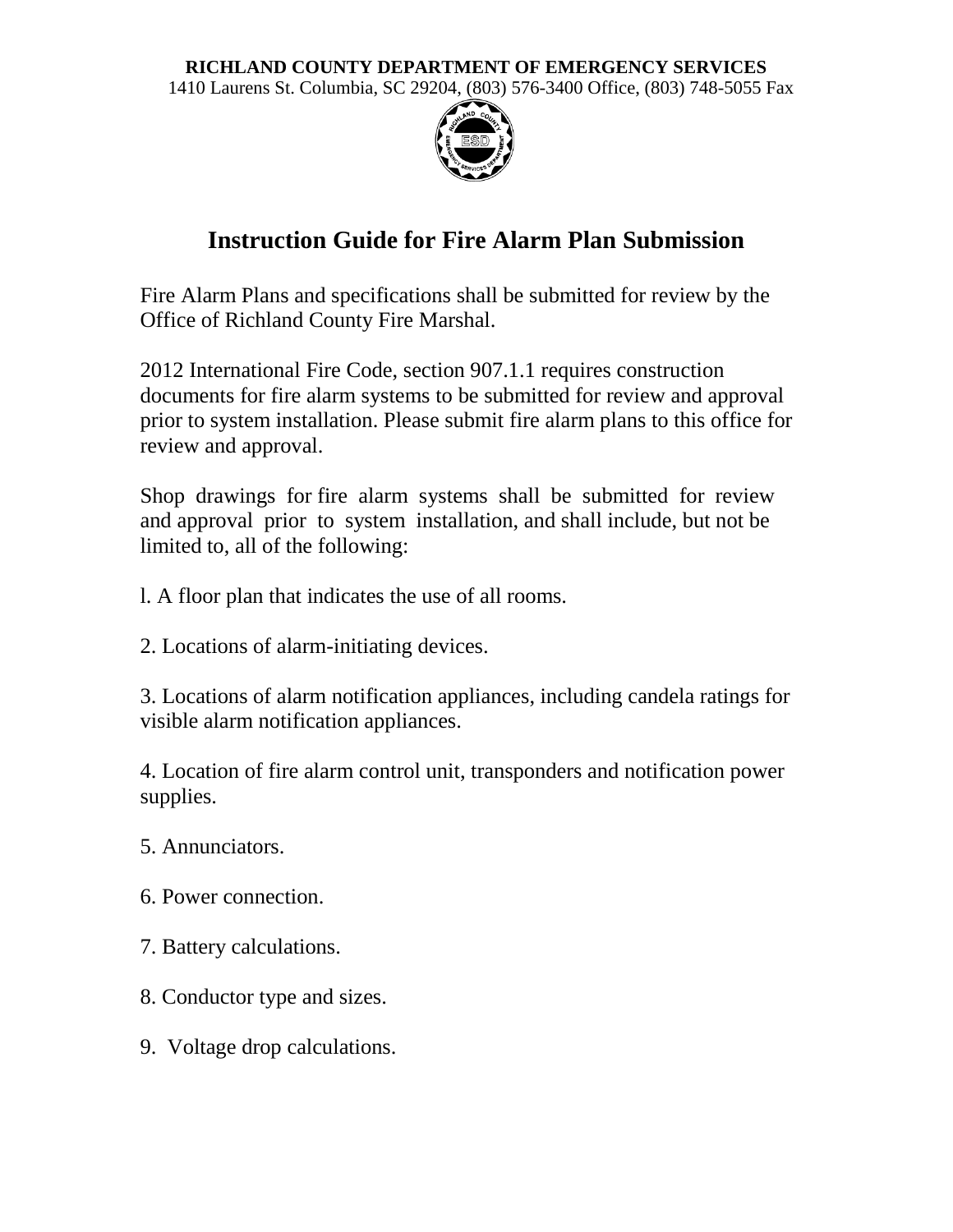**RICHLAND COUNTY DEPARTMENT OF EMERGENCY SERVICES**
1410 Laurens St. Columbia, SC 29204, (803) 576-3400 Office, (803) 748-5055 Fax

# Instruction Guide for Fire Alarm Plan Submission

Fire Alarm Plans and specifications shall be submitted for review by the Office of Richland County Fire Marshal.

2012 International Fire Code, section 907.1.1 requires construction documents for fire alarm systems to be submitted for review and approval prior to system installation. Please submit fire alarm plans to this office for review and approval.

Shop drawings for fire alarm systems shall be submitted for review and approval prior to system installation, and shall include, but not be limited to, all of the following:

l. A floor plan that indicates the use of all rooms.

2. Locations of alarm-initiating devices.

3. Locations of alarm notification appliances, including candela ratings for visible alarm notification appliances.

4. Location of fire alarm control unit, transponders and notification power supplies.

5. Annunciators.

6. Power connection.

7. Battery calculations.

8. Conductor type and sizes.

9. Voltage drop calculations.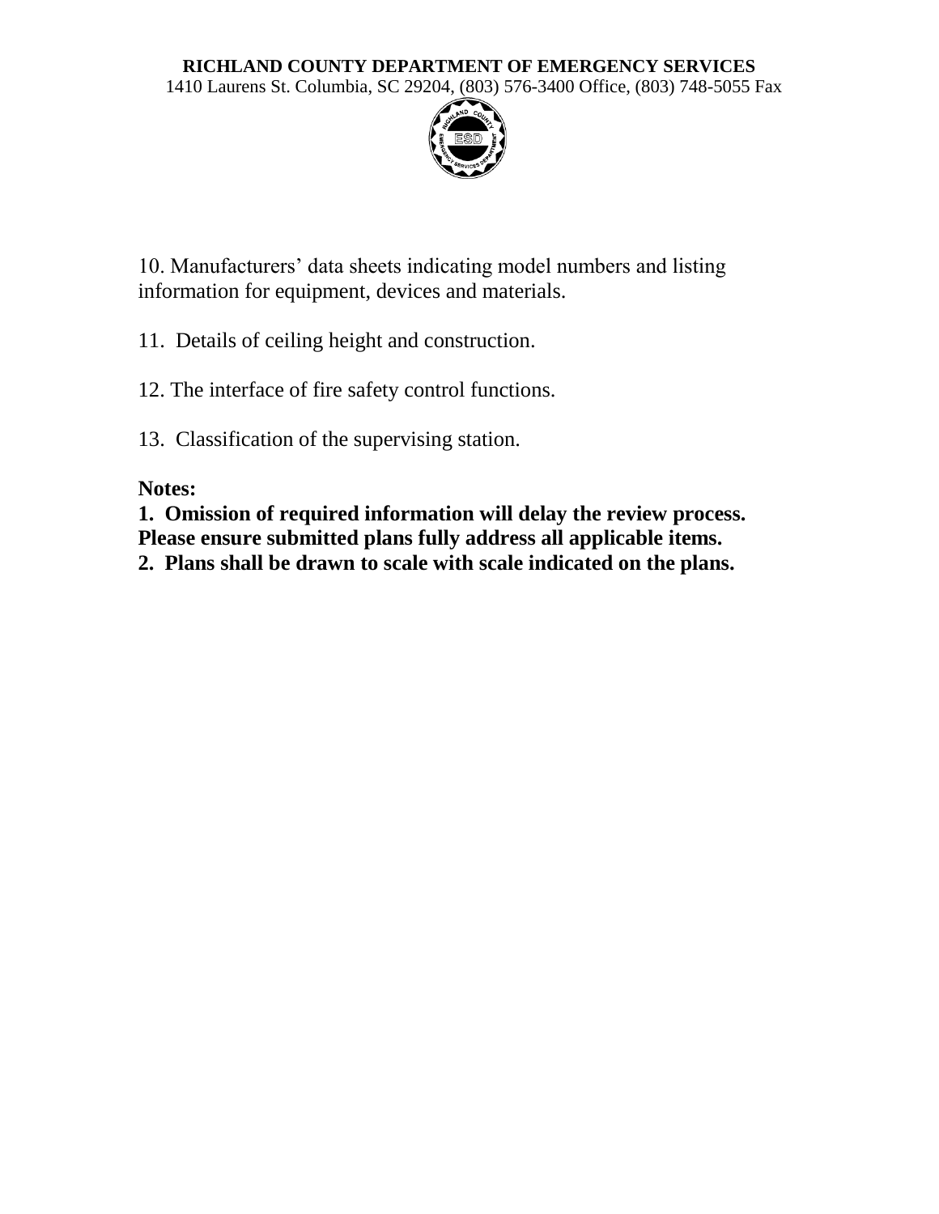10. Manufacturers' data sheets indicating model numbers and listing information for equipment, devices and materials.

11. Details of ceiling height and construction.

12. The interface of fire safety control functions.

13. Classification of the supervising station.

**Notes:**

**1. Omission of required information will delay the review process. Please ensure submitted plans fully address all applicable items.**

**2. Plans shall be drawn to scale with scale indicated on the plans.**